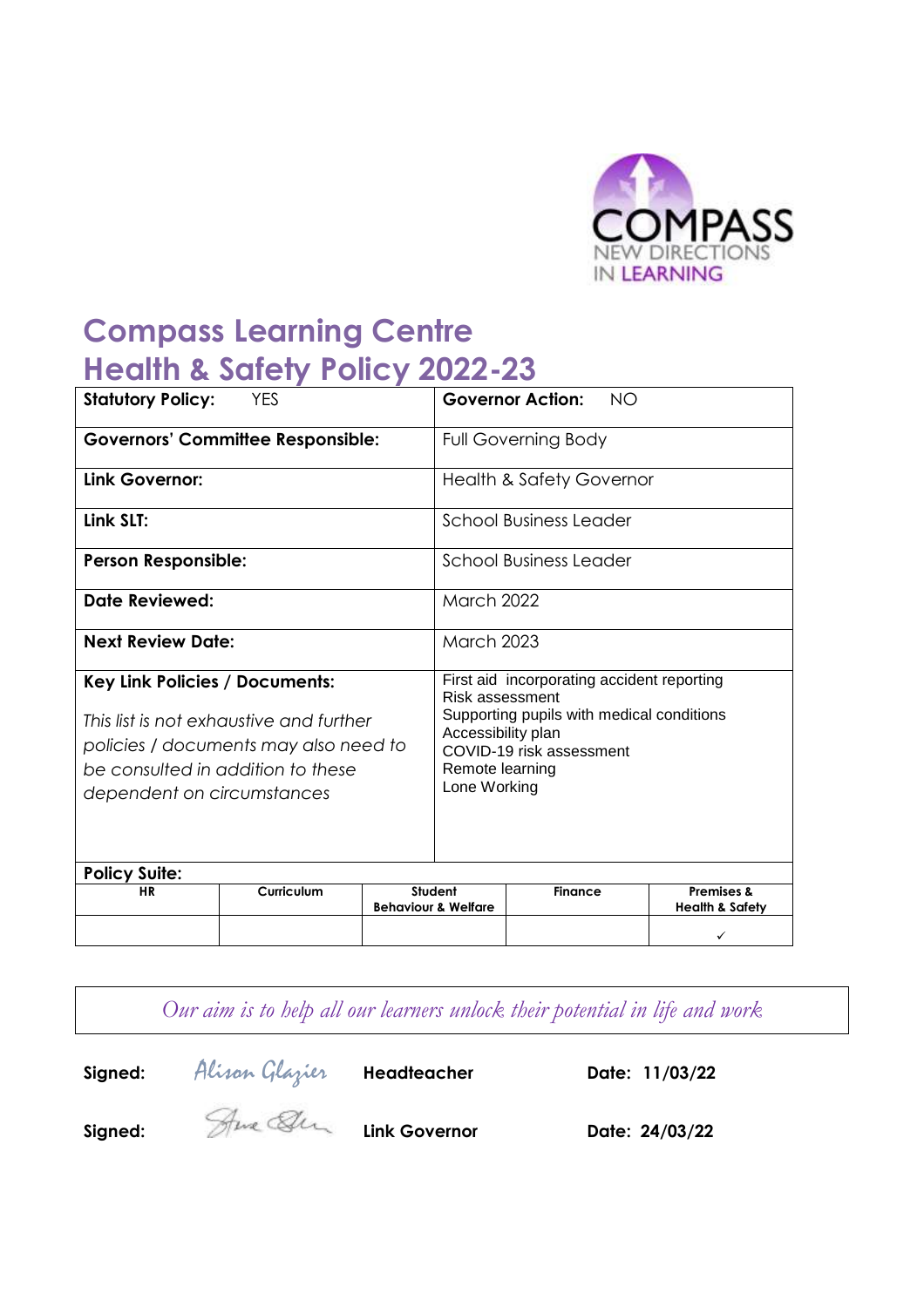COMPASS
NEW DIRECTIONS
IN LEARNING

# Compass Learning Centre
# Health & Safety Policy 2022-23

| | |
|---|---|
| **Statutory Policy:** YES | **Governor Action:** NO |
| **Governors' Committee Responsible:** | Full Governing Body |
| **Link Governor:** | Health & Safety Governor |
| **Link SLT:** | School Business Leader |
| **Person Responsible:** | School Business Leader |
| **Date Reviewed:** | March 2022 |
| **Next Review Date:** | March 2023 |
| **Key Link Policies / Documents:**<br>*This list is not exhaustive and further policies / documents may also need to be consulted in addition to these dependent on circumstances* | First aid incorporating accident reporting<br>Risk assessment<br>Supporting pupils with medical conditions<br>Accessibility plan<br>COVID-19 risk assessment<br>Remote learning<br>Lone Working |

**Policy Suite:**

| HR | Curriculum | Student Behaviour & Welfare | Finance | Premises & Health & Safety |
|---|---|---|---|---|
| | | | | ✓ |

*Our aim is to help all our learners unlock their potential in life and work*

**Signed:** *Alison Glazier* **Headteacher** **Date: 11/03/22**

**Signed:** [signature] **Link Governor** **Date: 24/03/22**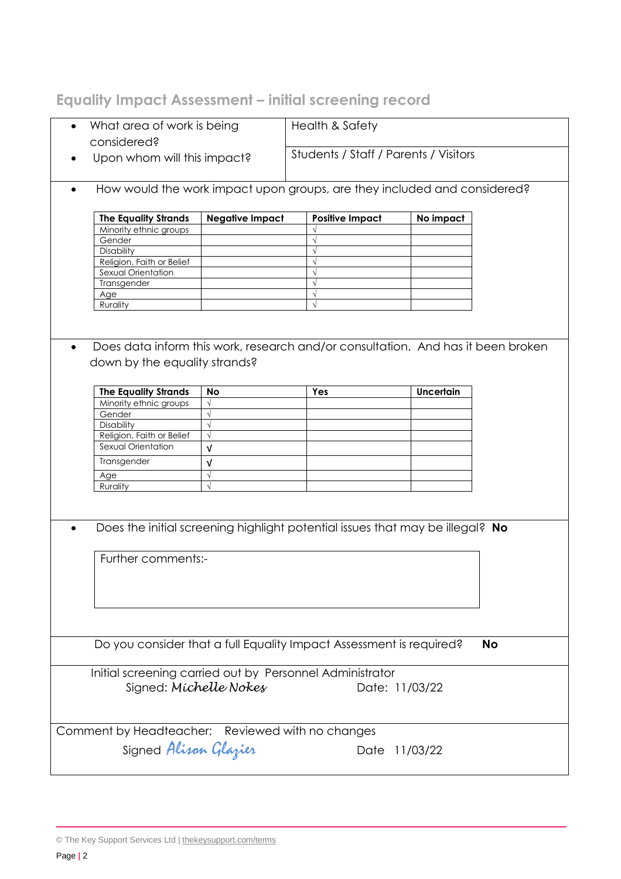## Equality Impact Assessment – initial screening record

- What area of work is being considered? — Health & Safety
- Upon whom will this impact? — Students / Staff / Parents / Visitors

- How would the work impact upon groups, are they included and considered?

| The Equality Strands | Negative Impact | Positive Impact | No impact |
|---|---|---|---|
| Minority ethnic groups | | √ | |
| Gender | | √ | |
| Disability | | √ | |
| Religion, Faith or Belief | | √ | |
| Sexual Orientation | | √ | |
| Transgender | | √ | |
| Age | | √ | |
| Rurality | | √ | |

- Does data inform this work, research and/or consultation. And has it been broken down by the equality strands?

| The Equality Strands | No | Yes | Uncertain |
|---|---|---|---|
| Minority ethnic groups | √ | | |
| Gender | √ | | |
| Disability | √ | | |
| Religion, Faith or Belief | √ | | |
| Sexual Orientation | √ | | |
| Transgender | √ | | |
| Age | √ | | |
| Rurality | √ | | |

- Does the initial screening highlight potential issues that may be illegal? **No**

Further comments:-

Do you consider that a full Equality Impact Assessment is required? **No**

Initial screening carried out by Personnel Administrator

Signed: *Michelle Nokes* Date: 11/03/22

Comment by Headteacher: Reviewed with no changes

Signed *Alison Glazier* Date 11/03/22

© The Key Support Services Ltd | thekeysupport.com/terms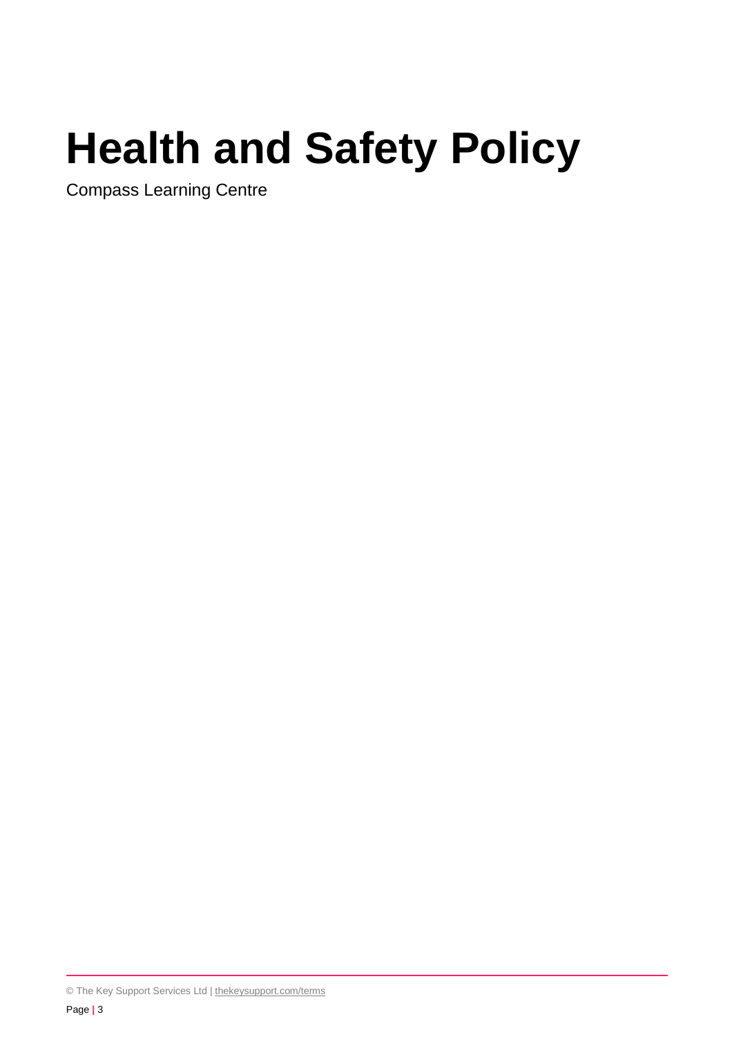# Health and Safety Policy

Compass Learning Centre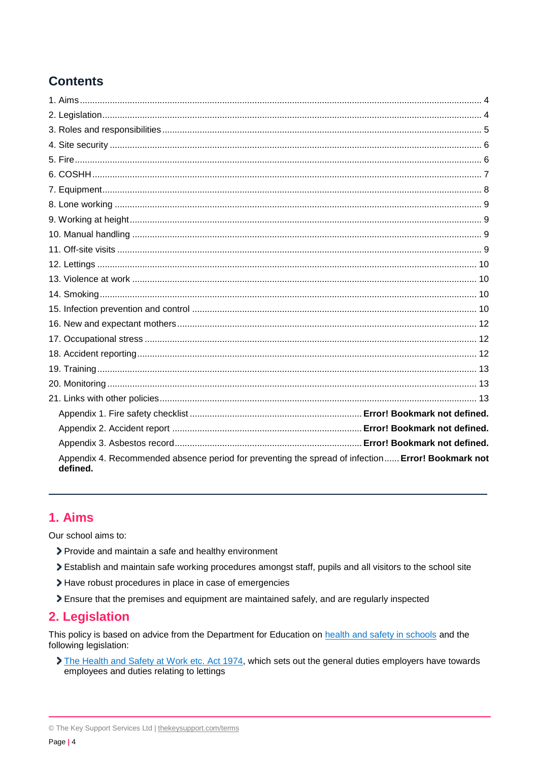## Contents

1. Aims .... 4
2. Legislation .... 4
3. Roles and responsibilities .... 5
4. Site security .... 6
5. Fire .... 6
6. COSHH .... 7
7. Equipment .... 8
8. Lone working .... 9
9. Working at height .... 9
10. Manual handling .... 9
11. Off-site visits .... 9
12. Lettings .... 10
13. Violence at work .... 10
14. Smoking .... 10
15. Infection prevention and control .... 10
16. New and expectant mothers .... 12
17. Occupational stress .... 12
18. Accident reporting .... 12
19. Training .... 13
20. Monitoring .... 13
21. Links with other policies .... 13

- Appendix 1. Fire safety checklist .... **Error! Bookmark not defined.**
- Appendix 2. Accident report .... **Error! Bookmark not defined.**
- Appendix 3. Asbestos record .... **Error! Bookmark not defined.**
- Appendix 4. Recommended absence period for preventing the spread of infection .... **Error! Bookmark not defined.**

---

## 1. Aims

Our school aims to:

- Provide and maintain a safe and healthy environment
- Establish and maintain safe working procedures amongst staff, pupils and all visitors to the school site
- Have robust procedures in place in case of emergencies
- Ensure that the premises and equipment are maintained safely, and are regularly inspected

## 2. Legislation

This policy is based on advice from the Department for Education on health and safety in schools and the following legislation:

- The Health and Safety at Work etc. Act 1974, which sets out the general duties employers have towards employees and duties relating to lettings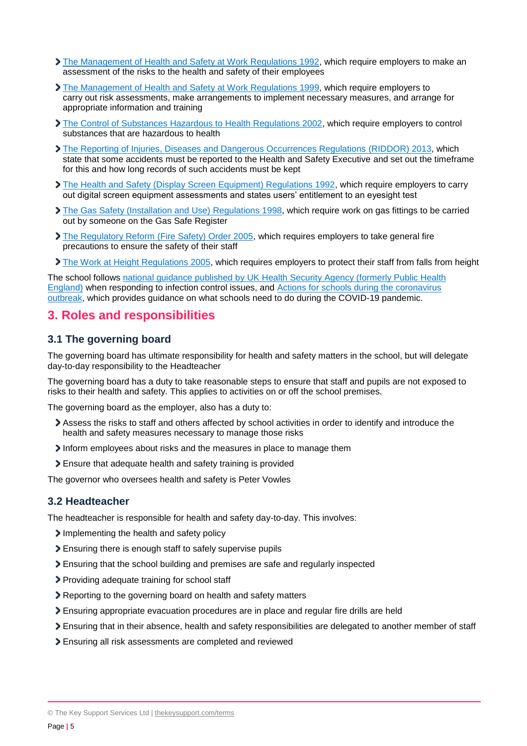- [The Management of Health and Safety at Work Regulations 1992](), which require employers to make an assessment of the risks to the health and safety of their employees
- [The Management of Health and Safety at Work Regulations 1999](), which require employers to carry out risk assessments, make arrangements to implement necessary measures, and arrange for appropriate information and training
- [The Control of Substances Hazardous to Health Regulations 2002](), which require employers to control substances that are hazardous to health
- [The Reporting of Injuries, Diseases and Dangerous Occurrences Regulations (RIDDOR) 2013](), which state that some accidents must be reported to the Health and Safety Executive and set out the timeframe for this and how long records of such accidents must be kept
- [The Health and Safety (Display Screen Equipment) Regulations 1992](), which require employers to carry out digital screen equipment assessments and states users' entitlement to an eyesight test
- [The Gas Safety (Installation and Use) Regulations 1998](), which require work on gas fittings to be carried out by someone on the Gas Safe Register
- [The Regulatory Reform (Fire Safety) Order 2005](), which requires employers to take general fire precautions to ensure the safety of their staff
- [The Work at Height Regulations 2005](), which requires employers to protect their staff from falls from height

The school follows [national guidance published by UK Health Security Agency (formerly Public Health England)]() when responding to infection control issues, and [Actions for schools during the coronavirus outbreak](), which provides guidance on what schools need to do during the COVID-19 pandemic.

## 3. Roles and responsibilities

### 3.1 The governing board

The governing board has ultimate responsibility for health and safety matters in the school, but will delegate day-to-day responsibility to the Headteacher

The governing board has a duty to take reasonable steps to ensure that staff and pupils are not exposed to risks to their health and safety. This applies to activities on or off the school premises.

The governing board as the employer, also has a duty to:

- Assess the risks to staff and others affected by school activities in order to identify and introduce the health and safety measures necessary to manage those risks
- Inform employees about risks and the measures in place to manage them
- Ensure that adequate health and safety training is provided

The governor who oversees health and safety is Peter Vowles

### 3.2 Headteacher

The headteacher is responsible for health and safety day-to-day. This involves:

- Implementing the health and safety policy
- Ensuring there is enough staff to safely supervise pupils
- Ensuring that the school building and premises are safe and regularly inspected
- Providing adequate training for school staff
- Reporting to the governing board on health and safety matters
- Ensuring appropriate evacuation procedures are in place and regular fire drills are held
- Ensuring that in their absence, health and safety responsibilities are delegated to another member of staff
- Ensuring all risk assessments are completed and reviewed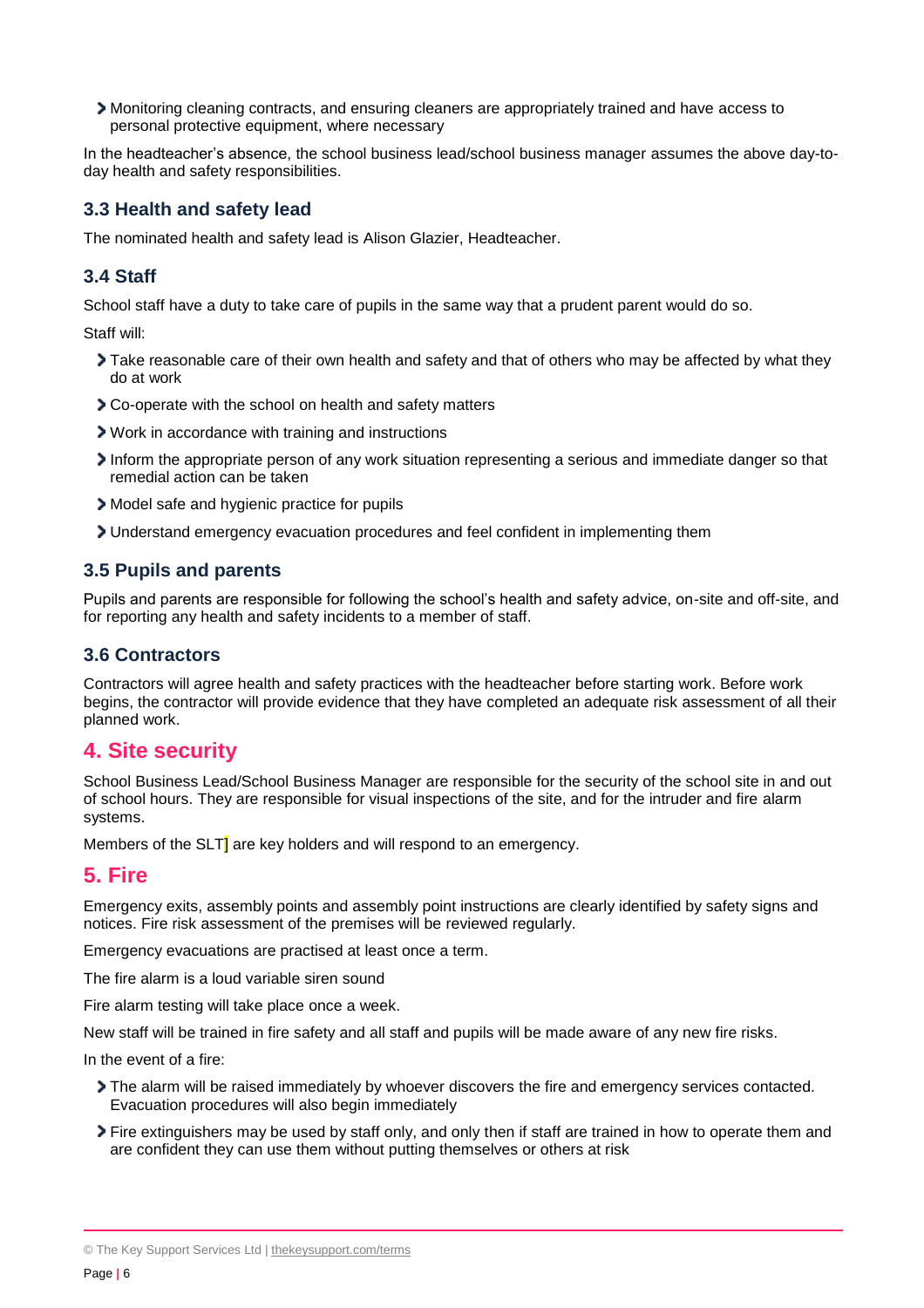- Monitoring cleaning contracts, and ensuring cleaners are appropriately trained and have access to personal protective equipment, where necessary

In the headteacher's absence, the school business lead/school business manager assumes the above day-to-day health and safety responsibilities.

### 3.3 Health and safety lead

The nominated health and safety lead is Alison Glazier, Headteacher.

### 3.4 Staff

School staff have a duty to take care of pupils in the same way that a prudent parent would do so.

Staff will:

- Take reasonable care of their own health and safety and that of others who may be affected by what they do at work
- Co-operate with the school on health and safety matters
- Work in accordance with training and instructions
- Inform the appropriate person of any work situation representing a serious and immediate danger so that remedial action can be taken
- Model safe and hygienic practice for pupils
- Understand emergency evacuation procedures and feel confident in implementing them

### 3.5 Pupils and parents

Pupils and parents are responsible for following the school's health and safety advice, on-site and off-site, and for reporting any health and safety incidents to a member of staff.

### 3.6 Contractors

Contractors will agree health and safety practices with the headteacher before starting work. Before work begins, the contractor will provide evidence that they have completed an adequate risk assessment of all their planned work.

## 4. Site security

School Business Lead/School Business Manager are responsible for the security of the school site in and out of school hours. They are responsible for visual inspections of the site, and for the intruder and fire alarm systems.

Members of the SLT] are key holders and will respond to an emergency.

## 5. Fire

Emergency exits, assembly points and assembly point instructions are clearly identified by safety signs and notices. Fire risk assessment of the premises will be reviewed regularly.

Emergency evacuations are practised at least once a term.

The fire alarm is a loud variable siren sound

Fire alarm testing will take place once a week.

New staff will be trained in fire safety and all staff and pupils will be made aware of any new fire risks.

In the event of a fire:

- The alarm will be raised immediately by whoever discovers the fire and emergency services contacted. Evacuation procedures will also begin immediately
- Fire extinguishers may be used by staff only, and only then if staff are trained in how to operate them and are confident they can use them without putting themselves or others at risk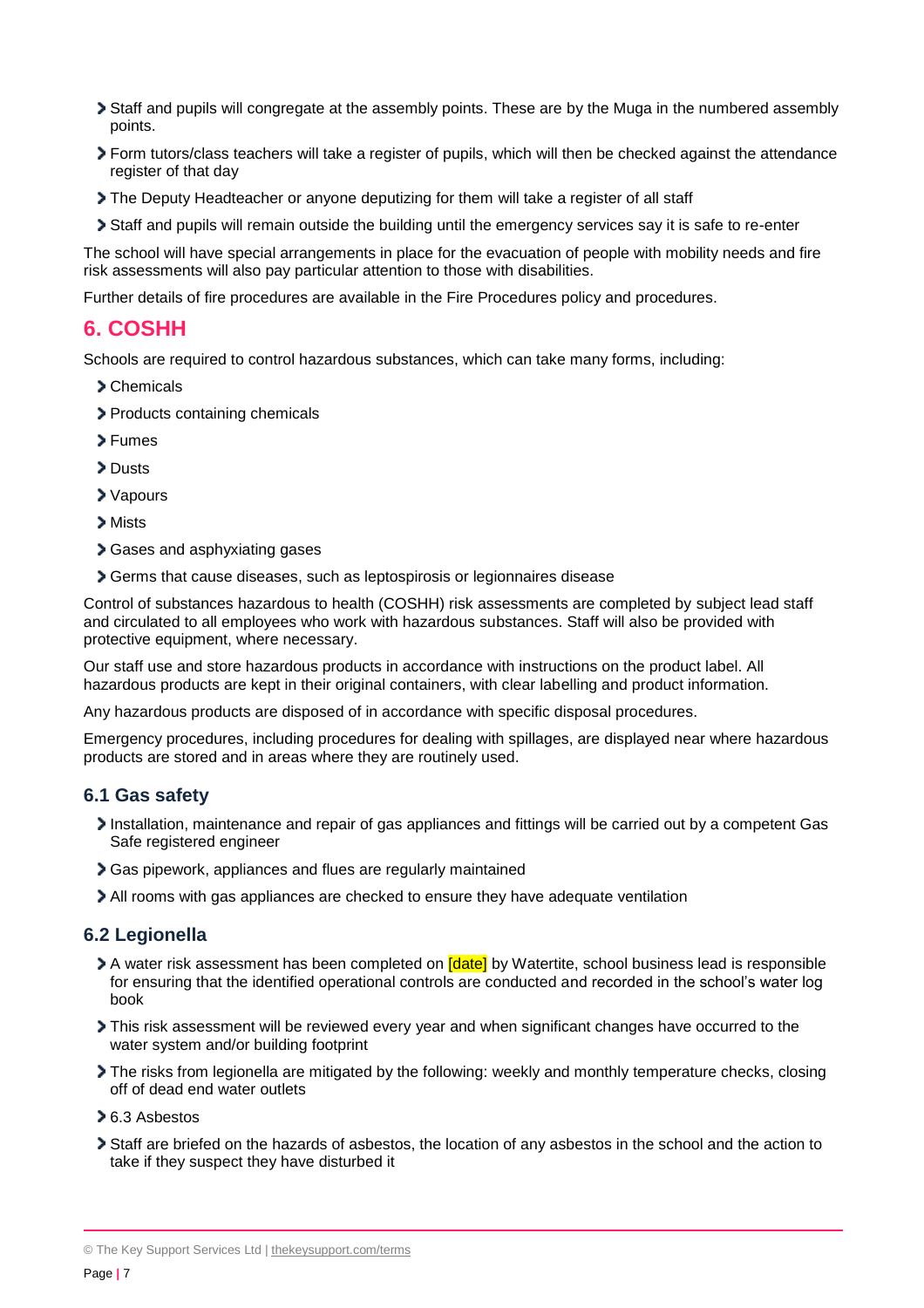- Staff and pupils will congregate at the assembly points. These are by the Muga in the numbered assembly points.
- Form tutors/class teachers will take a register of pupils, which will then be checked against the attendance register of that day
- The Deputy Headteacher or anyone deputizing for them will take a register of all staff
- Staff and pupils will remain outside the building until the emergency services say it is safe to re-enter

The school will have special arrangements in place for the evacuation of people with mobility needs and fire risk assessments will also pay particular attention to those with disabilities.

Further details of fire procedures are available in the Fire Procedures policy and procedures.

## 6. COSHH

Schools are required to control hazardous substances, which can take many forms, including:

- Chemicals
- Products containing chemicals
- Fumes
- Dusts
- Vapours
- Mists
- Gases and asphyxiating gases
- Germs that cause diseases, such as leptospirosis or legionnaires disease

Control of substances hazardous to health (COSHH) risk assessments are completed by subject lead staff and circulated to all employees who work with hazardous substances. Staff will also be provided with protective equipment, where necessary.

Our staff use and store hazardous products in accordance with instructions on the product label. All hazardous products are kept in their original containers, with clear labelling and product information.

Any hazardous products are disposed of in accordance with specific disposal procedures.

Emergency procedures, including procedures for dealing with spillages, are displayed near where hazardous products are stored and in areas where they are routinely used.

### 6.1 Gas safety

- Installation, maintenance and repair of gas appliances and fittings will be carried out by a competent Gas Safe registered engineer
- Gas pipework, appliances and flues are regularly maintained
- All rooms with gas appliances are checked to ensure they have adequate ventilation

### 6.2 Legionella

- A water risk assessment has been completed on [date] by Watertite, school business lead is responsible for ensuring that the identified operational controls are conducted and recorded in the school's water log book
- This risk assessment will be reviewed every year and when significant changes have occurred to the water system and/or building footprint
- The risks from legionella are mitigated by the following: weekly and monthly temperature checks, closing off of dead end water outlets
- 6.3 Asbestos
- Staff are briefed on the hazards of asbestos, the location of any asbestos in the school and the action to take if they suspect they have disturbed it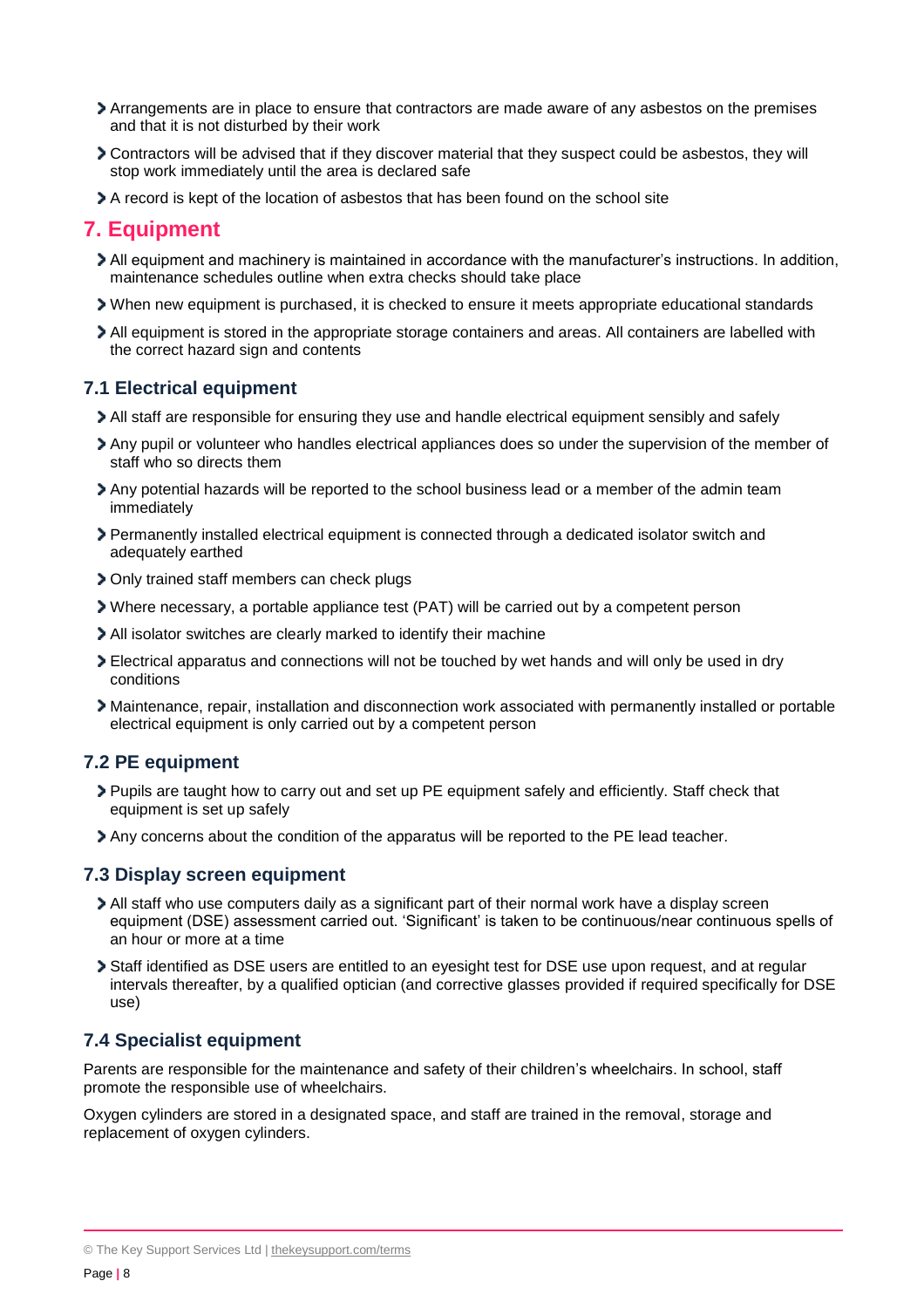- Arrangements are in place to ensure that contractors are made aware of any asbestos on the premises and that it is not disturbed by their work
- Contractors will be advised that if they discover material that they suspect could be asbestos, they will stop work immediately until the area is declared safe
- A record is kept of the location of asbestos that has been found on the school site

## 7. Equipment

- All equipment and machinery is maintained in accordance with the manufacturer's instructions. In addition, maintenance schedules outline when extra checks should take place
- When new equipment is purchased, it is checked to ensure it meets appropriate educational standards
- All equipment is stored in the appropriate storage containers and areas. All containers are labelled with the correct hazard sign and contents

### 7.1 Electrical equipment

- All staff are responsible for ensuring they use and handle electrical equipment sensibly and safely
- Any pupil or volunteer who handles electrical appliances does so under the supervision of the member of staff who so directs them
- Any potential hazards will be reported to the school business lead or a member of the admin team immediately
- Permanently installed electrical equipment is connected through a dedicated isolator switch and adequately earthed
- Only trained staff members can check plugs
- Where necessary, a portable appliance test (PAT) will be carried out by a competent person
- All isolator switches are clearly marked to identify their machine
- Electrical apparatus and connections will not be touched by wet hands and will only be used in dry conditions
- Maintenance, repair, installation and disconnection work associated with permanently installed or portable electrical equipment is only carried out by a competent person

### 7.2 PE equipment

- Pupils are taught how to carry out and set up PE equipment safely and efficiently. Staff check that equipment is set up safely
- Any concerns about the condition of the apparatus will be reported to the PE lead teacher.

### 7.3 Display screen equipment

- All staff who use computers daily as a significant part of their normal work have a display screen equipment (DSE) assessment carried out. 'Significant' is taken to be continuous/near continuous spells of an hour or more at a time
- Staff identified as DSE users are entitled to an eyesight test for DSE use upon request, and at regular intervals thereafter, by a qualified optician (and corrective glasses provided if required specifically for DSE use)

### 7.4 Specialist equipment

Parents are responsible for the maintenance and safety of their children's wheelchairs. In school, staff promote the responsible use of wheelchairs.

Oxygen cylinders are stored in a designated space, and staff are trained in the removal, storage and replacement of oxygen cylinders.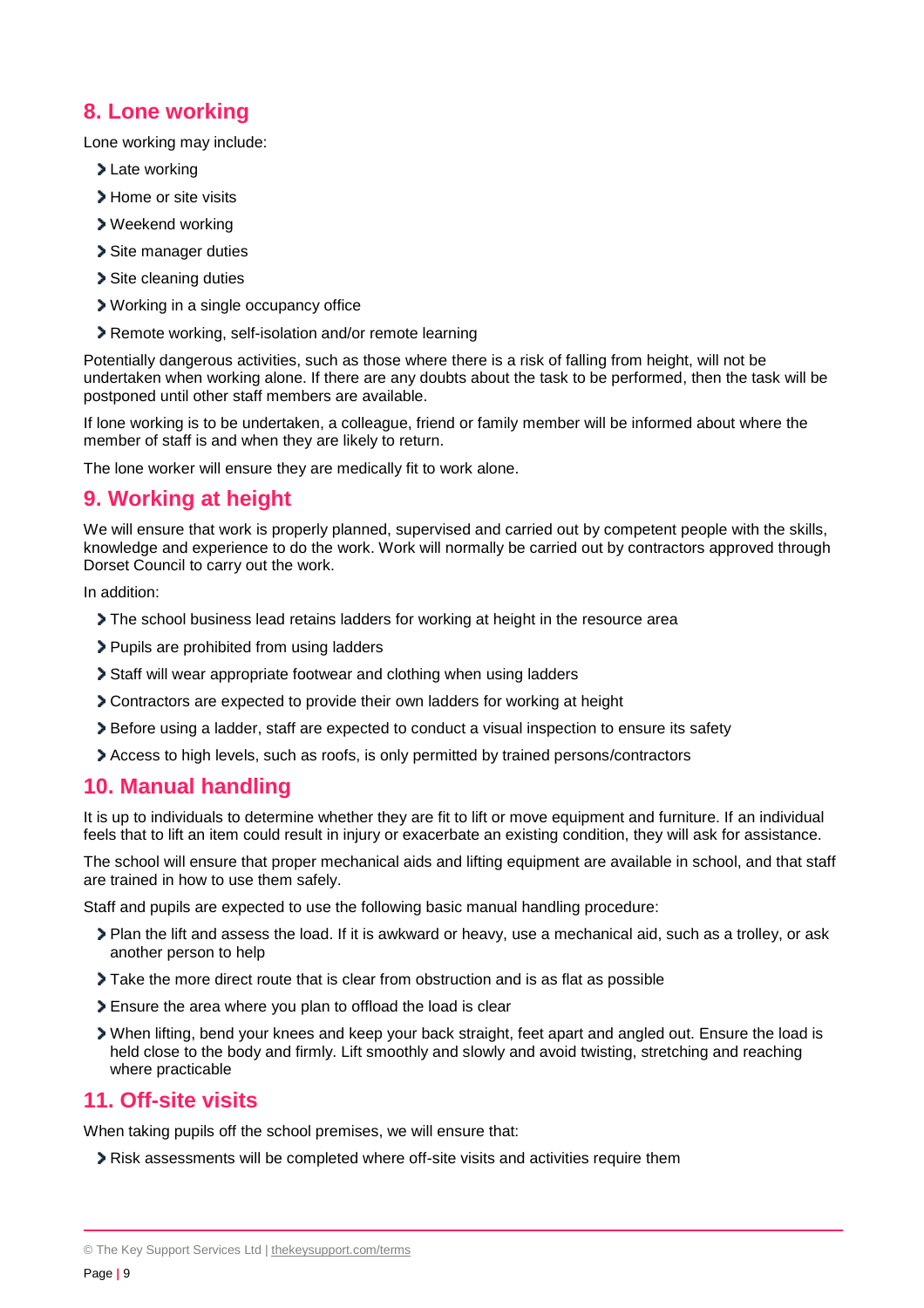## 8. Lone working

Lone working may include:

- Late working
- Home or site visits
- Weekend working
- Site manager duties
- Site cleaning duties
- Working in a single occupancy office
- Remote working, self-isolation and/or remote learning

Potentially dangerous activities, such as those where there is a risk of falling from height, will not be undertaken when working alone. If there are any doubts about the task to be performed, then the task will be postponed until other staff members are available.

If lone working is to be undertaken, a colleague, friend or family member will be informed about where the member of staff is and when they are likely to return.

The lone worker will ensure they are medically fit to work alone.

## 9. Working at height

We will ensure that work is properly planned, supervised and carried out by competent people with the skills, knowledge and experience to do the work. Work will normally be carried out by contractors approved through Dorset Council to carry out the work.

In addition:

- The school business lead retains ladders for working at height in the resource area
- Pupils are prohibited from using ladders
- Staff will wear appropriate footwear and clothing when using ladders
- Contractors are expected to provide their own ladders for working at height
- Before using a ladder, staff are expected to conduct a visual inspection to ensure its safety
- Access to high levels, such as roofs, is only permitted by trained persons/contractors

## 10. Manual handling

It is up to individuals to determine whether they are fit to lift or move equipment and furniture. If an individual feels that to lift an item could result in injury or exacerbate an existing condition, they will ask for assistance.

The school will ensure that proper mechanical aids and lifting equipment are available in school, and that staff are trained in how to use them safely.

Staff and pupils are expected to use the following basic manual handling procedure:

- Plan the lift and assess the load. If it is awkward or heavy, use a mechanical aid, such as a trolley, or ask another person to help
- Take the more direct route that is clear from obstruction and is as flat as possible
- Ensure the area where you plan to offload the load is clear
- When lifting, bend your knees and keep your back straight, feet apart and angled out. Ensure the load is held close to the body and firmly. Lift smoothly and slowly and avoid twisting, stretching and reaching where practicable

## 11. Off-site visits

When taking pupils off the school premises, we will ensure that:

- Risk assessments will be completed where off-site visits and activities require them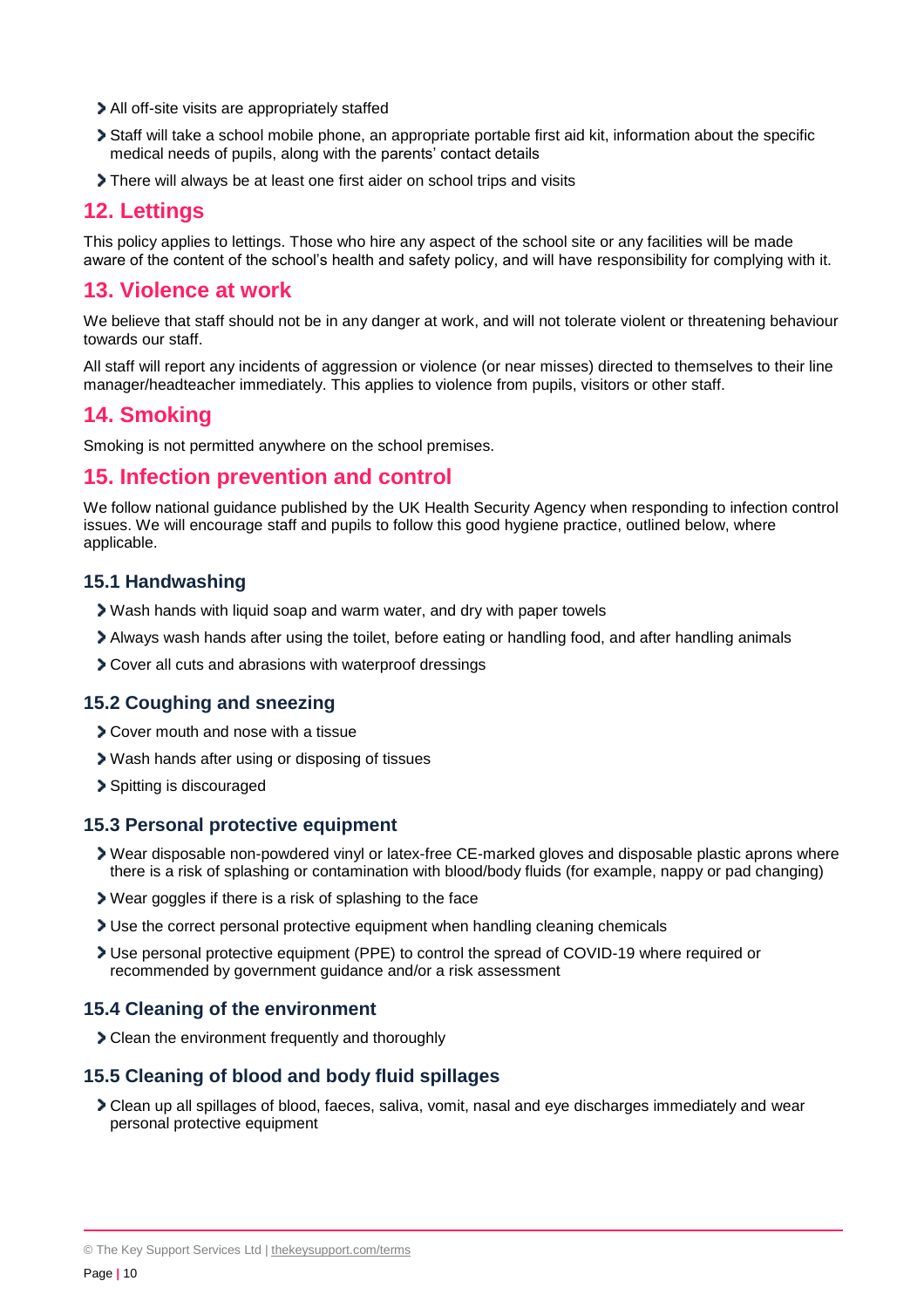- All off-site visits are appropriately staffed
- Staff will take a school mobile phone, an appropriate portable first aid kit, information about the specific medical needs of pupils, along with the parents' contact details
- There will always be at least one first aider on school trips and visits

## 12. Lettings

This policy applies to lettings. Those who hire any aspect of the school site or any facilities will be made aware of the content of the school's health and safety policy, and will have responsibility for complying with it.

## 13. Violence at work

We believe that staff should not be in any danger at work, and will not tolerate violent or threatening behaviour towards our staff.

All staff will report any incidents of aggression or violence (or near misses) directed to themselves to their line manager/headteacher immediately. This applies to violence from pupils, visitors or other staff.

## 14. Smoking

Smoking is not permitted anywhere on the school premises.

## 15. Infection prevention and control

We follow national guidance published by the UK Health Security Agency when responding to infection control issues. We will encourage staff and pupils to follow this good hygiene practice, outlined below, where applicable.

### 15.1 Handwashing

- Wash hands with liquid soap and warm water, and dry with paper towels
- Always wash hands after using the toilet, before eating or handling food, and after handling animals
- Cover all cuts and abrasions with waterproof dressings

### 15.2 Coughing and sneezing

- Cover mouth and nose with a tissue
- Wash hands after using or disposing of tissues
- Spitting is discouraged

### 15.3 Personal protective equipment

- Wear disposable non-powdered vinyl or latex-free CE-marked gloves and disposable plastic aprons where there is a risk of splashing or contamination with blood/body fluids (for example, nappy or pad changing)
- Wear goggles if there is a risk of splashing to the face
- Use the correct personal protective equipment when handling cleaning chemicals
- Use personal protective equipment (PPE) to control the spread of COVID-19 where required or recommended by government guidance and/or a risk assessment

### 15.4 Cleaning of the environment

- Clean the environment frequently and thoroughly

### 15.5 Cleaning of blood and body fluid spillages

- Clean up all spillages of blood, faeces, saliva, vomit, nasal and eye discharges immediately and wear personal protective equipment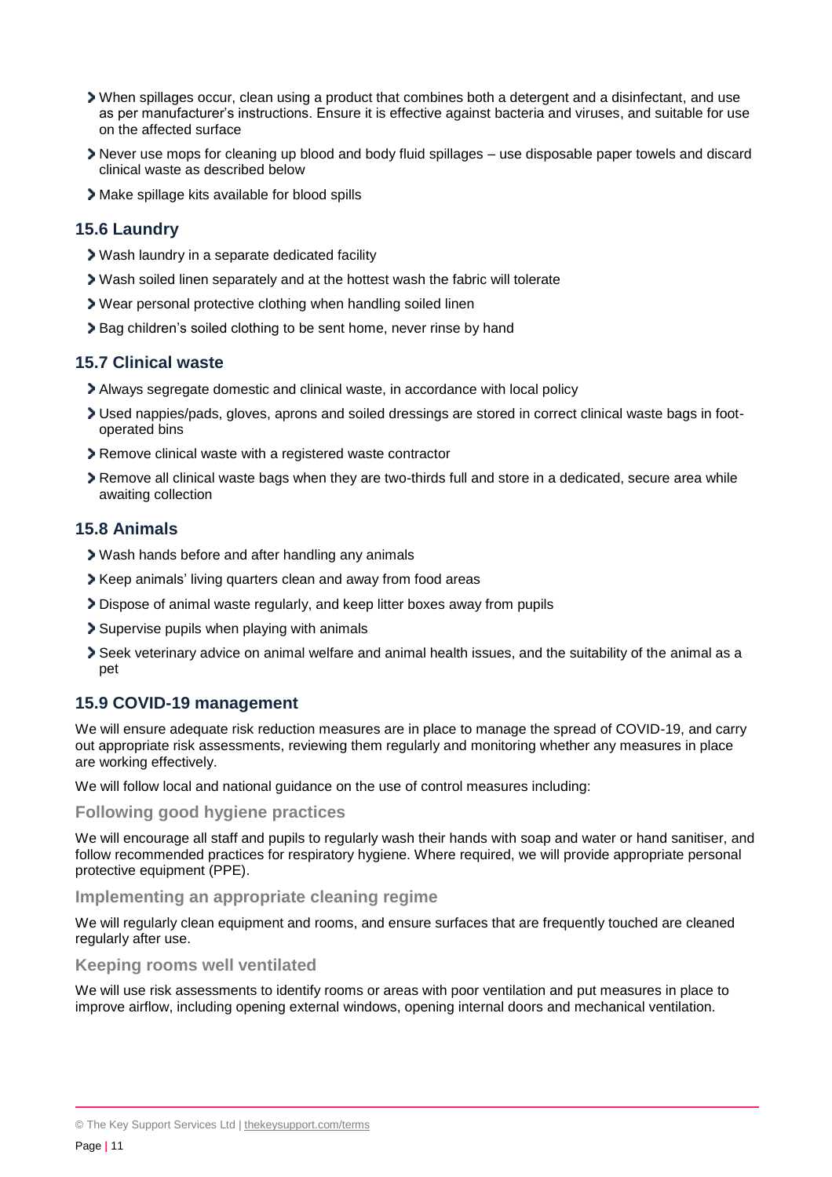- When spillages occur, clean using a product that combines both a detergent and a disinfectant, and use as per manufacturer's instructions. Ensure it is effective against bacteria and viruses, and suitable for use on the affected surface
- Never use mops for cleaning up blood and body fluid spillages – use disposable paper towels and discard clinical waste as described below
- Make spillage kits available for blood spills

### 15.6 Laundry

- Wash laundry in a separate dedicated facility
- Wash soiled linen separately and at the hottest wash the fabric will tolerate
- Wear personal protective clothing when handling soiled linen
- Bag children's soiled clothing to be sent home, never rinse by hand

### 15.7 Clinical waste

- Always segregate domestic and clinical waste, in accordance with local policy
- Used nappies/pads, gloves, aprons and soiled dressings are stored in correct clinical waste bags in foot-operated bins
- Remove clinical waste with a registered waste contractor
- Remove all clinical waste bags when they are two-thirds full and store in a dedicated, secure area while awaiting collection

### 15.8 Animals

- Wash hands before and after handling any animals
- Keep animals' living quarters clean and away from food areas
- Dispose of animal waste regularly, and keep litter boxes away from pupils
- Supervise pupils when playing with animals
- Seek veterinary advice on animal welfare and animal health issues, and the suitability of the animal as a pet

### 15.9 COVID-19 management

We will ensure adequate risk reduction measures are in place to manage the spread of COVID-19, and carry out appropriate risk assessments, reviewing them regularly and monitoring whether any measures in place are working effectively.

We will follow local and national guidance on the use of control measures including:

#### Following good hygiene practices

We will encourage all staff and pupils to regularly wash their hands with soap and water or hand sanitiser, and follow recommended practices for respiratory hygiene. Where required, we will provide appropriate personal protective equipment (PPE).

#### Implementing an appropriate cleaning regime

We will regularly clean equipment and rooms, and ensure surfaces that are frequently touched are cleaned regularly after use.

#### Keeping rooms well ventilated

We will use risk assessments to identify rooms or areas with poor ventilation and put measures in place to improve airflow, including opening external windows, opening internal doors and mechanical ventilation.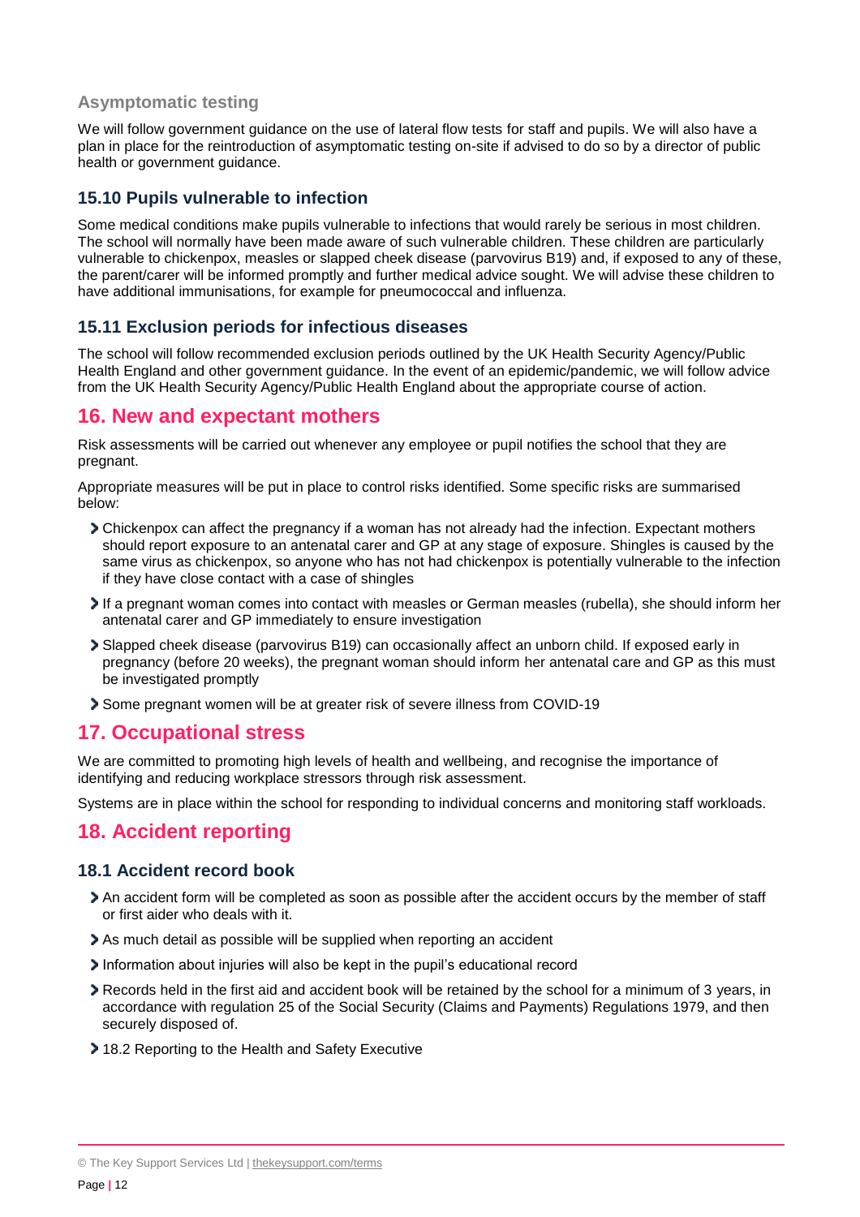### Asymptomatic testing

We will follow government guidance on the use of lateral flow tests for staff and pupils. We will also have a plan in place for the reintroduction of asymptomatic testing on-site if advised to do so by a director of public health or government guidance.

### 15.10 Pupils vulnerable to infection

Some medical conditions make pupils vulnerable to infections that would rarely be serious in most children. The school will normally have been made aware of such vulnerable children. These children are particularly vulnerable to chickenpox, measles or slapped cheek disease (parvovirus B19) and, if exposed to any of these, the parent/carer will be informed promptly and further medical advice sought. We will advise these children to have additional immunisations, for example for pneumococcal and influenza.

### 15.11 Exclusion periods for infectious diseases

The school will follow recommended exclusion periods outlined by the UK Health Security Agency/Public Health England and other government guidance. In the event of an epidemic/pandemic, we will follow advice from the UK Health Security Agency/Public Health England about the appropriate course of action.

## 16. New and expectant mothers

Risk assessments will be carried out whenever any employee or pupil notifies the school that they are pregnant.

Appropriate measures will be put in place to control risks identified. Some specific risks are summarised below:

- Chickenpox can affect the pregnancy if a woman has not already had the infection. Expectant mothers should report exposure to an antenatal carer and GP at any stage of exposure. Shingles is caused by the same virus as chickenpox, so anyone who has not had chickenpox is potentially vulnerable to the infection if they have close contact with a case of shingles
- If a pregnant woman comes into contact with measles or German measles (rubella), she should inform her antenatal carer and GP immediately to ensure investigation
- Slapped cheek disease (parvovirus B19) can occasionally affect an unborn child. If exposed early in pregnancy (before 20 weeks), the pregnant woman should inform her antenatal care and GP as this must be investigated promptly
- Some pregnant women will be at greater risk of severe illness from COVID-19

## 17. Occupational stress

We are committed to promoting high levels of health and wellbeing, and recognise the importance of identifying and reducing workplace stressors through risk assessment.

Systems are in place within the school for responding to individual concerns and monitoring staff workloads.

## 18. Accident reporting

### 18.1 Accident record book

- An accident form will be completed as soon as possible after the accident occurs by the member of staff or first aider who deals with it.
- As much detail as possible will be supplied when reporting an accident
- Information about injuries will also be kept in the pupil's educational record
- Records held in the first aid and accident book will be retained by the school for a minimum of 3 years, in accordance with regulation 25 of the Social Security (Claims and Payments) Regulations 1979, and then securely disposed of.
- 18.2 Reporting to the Health and Safety Executive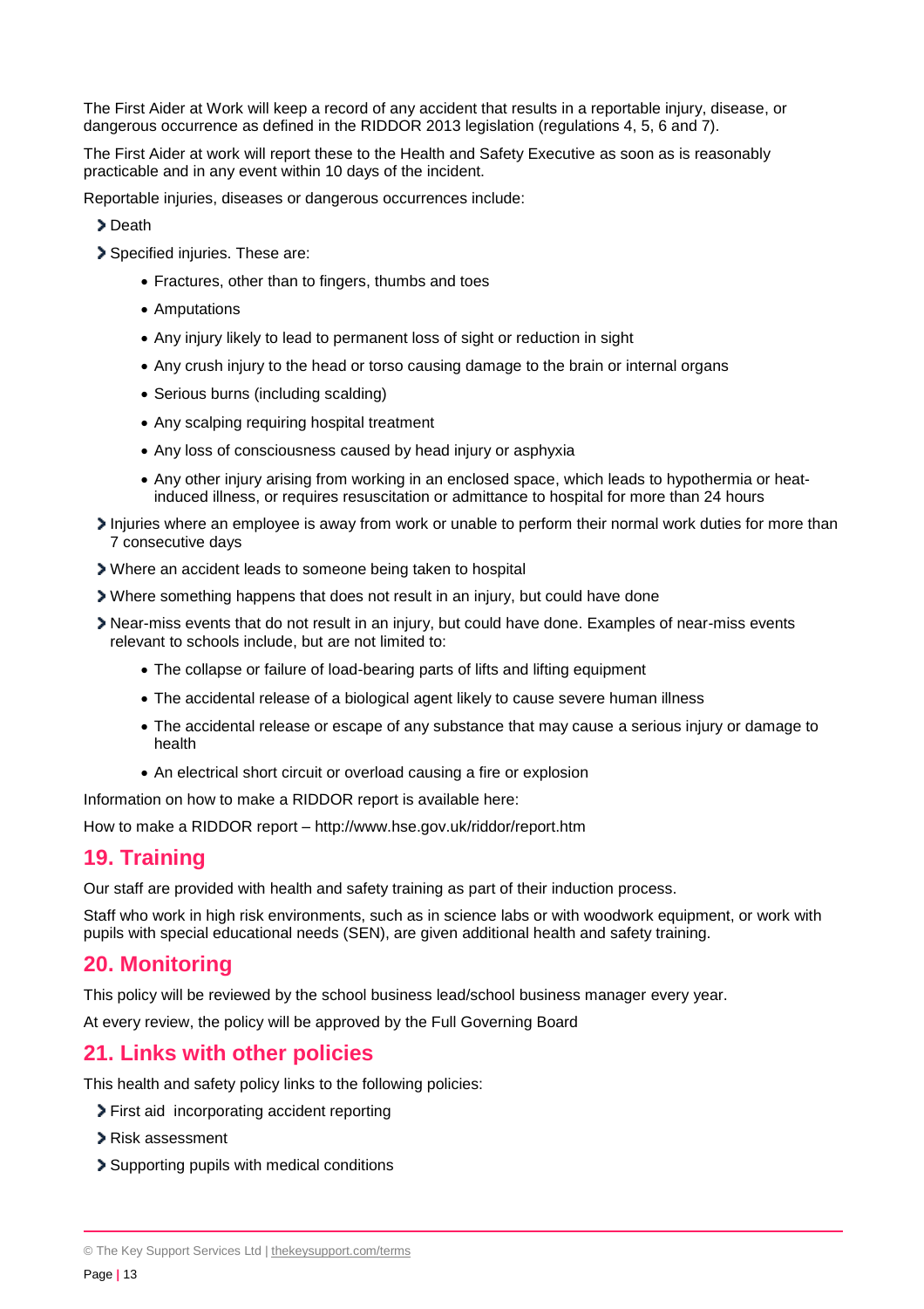The First Aider at Work will keep a record of any accident that results in a reportable injury, disease, or dangerous occurrence as defined in the RIDDOR 2013 legislation (regulations 4, 5, 6 and 7).

The First Aider at work will report these to the Health and Safety Executive as soon as is reasonably practicable and in any event within 10 days of the incident.

Reportable injuries, diseases or dangerous occurrences include:

- Death
- Specified injuries. These are:
  - Fractures, other than to fingers, thumbs and toes
  - Amputations
  - Any injury likely to lead to permanent loss of sight or reduction in sight
  - Any crush injury to the head or torso causing damage to the brain or internal organs
  - Serious burns (including scalding)
  - Any scalping requiring hospital treatment
  - Any loss of consciousness caused by head injury or asphyxia
  - Any other injury arising from working in an enclosed space, which leads to hypothermia or heat-induced illness, or requires resuscitation or admittance to hospital for more than 24 hours
- Injuries where an employee is away from work or unable to perform their normal work duties for more than 7 consecutive days
- Where an accident leads to someone being taken to hospital
- Where something happens that does not result in an injury, but could have done
- Near-miss events that do not result in an injury, but could have done. Examples of near-miss events relevant to schools include, but are not limited to:
  - The collapse or failure of load-bearing parts of lifts and lifting equipment
  - The accidental release of a biological agent likely to cause severe human illness
  - The accidental release or escape of any substance that may cause a serious injury or damage to health
  - An electrical short circuit or overload causing a fire or explosion

Information on how to make a RIDDOR report is available here:

How to make a RIDDOR report – http://www.hse.gov.uk/riddor/report.htm

## 19. Training

Our staff are provided with health and safety training as part of their induction process.

Staff who work in high risk environments, such as in science labs or with woodwork equipment, or work with pupils with special educational needs (SEN), are given additional health and safety training.

## 20. Monitoring

This policy will be reviewed by the school business lead/school business manager every year.

At every review, the policy will be approved by the Full Governing Board

## 21. Links with other policies

This health and safety policy links to the following policies:

- First aid incorporating accident reporting
- Risk assessment
- Supporting pupils with medical conditions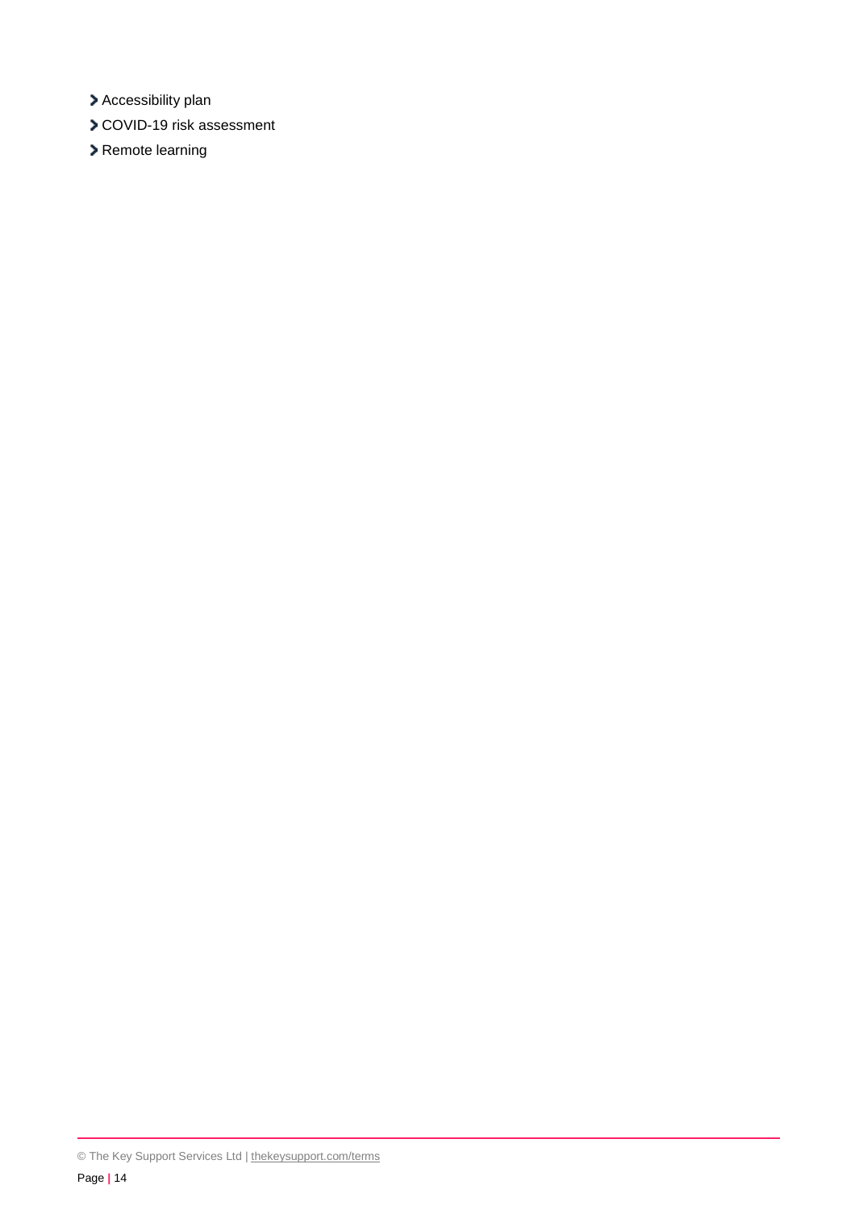- Accessibility plan
- COVID-19 risk assessment
- Remote learning